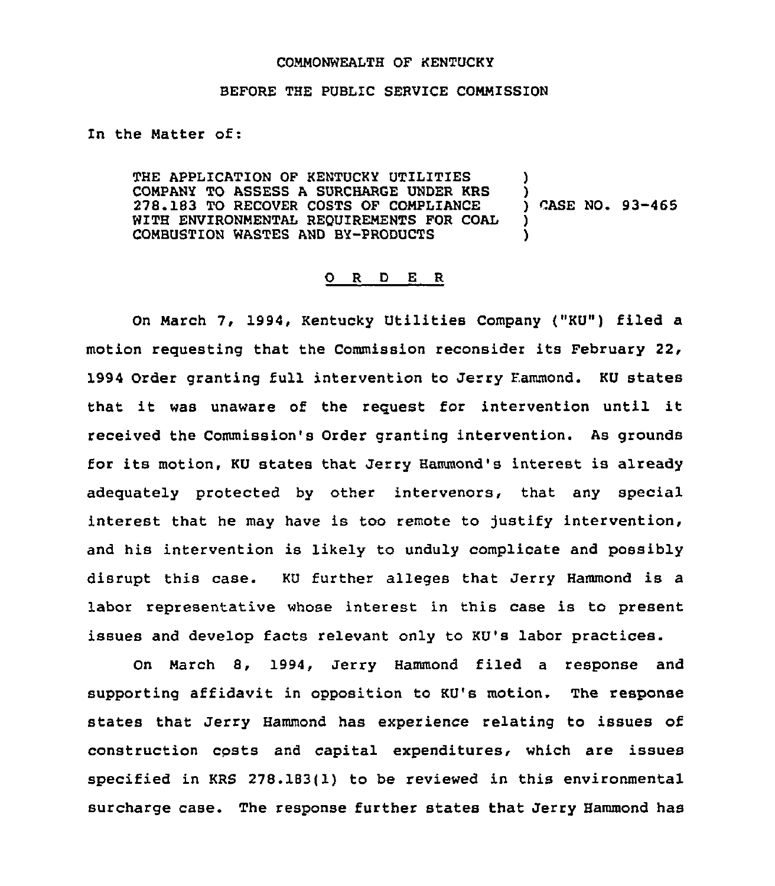COMMONWEALTH OF KENTUCKY

BEFORE THE PUBLIC SERVICE COMMISSION

In the Matter of:

THE APPLICATION OF KENTUCKY UTILITIES COMPANY TO ASSESS A SURCHARGE UNDER KRS 278.183 TO RECOVER COSTS OF COMPLIANCE WITH ENVIRONMENTAL REQUIREMENTS FOR COAL COMBUSTION WASTES AND BY-PRODUCTS ) CASE NO. 93-465

## O R D E R

On March 7, 1994, Kentucky Utilities Company ("KU") filed a motion requesting that the Commission reconsider its February 22, 1994 Order granting full intervention to Jerry Hammond. KU states that it was unaware of the request for intervention until it received the Commission's Order granting intervention. As grounds for its motion, KU states that Jerry Hammond's interest is already adequately protected by other intervenors, that any special interest that he may have is too remote to justify intervention, and his intervention is likely to unduly complicate and possibly disrupt this case. KU further alleges that Jerry Hammond is a labor representative whose interest in this case is to present issues and develop facts relevant only to KU's labor practices.

On March 8, 1994, Jerry Hammond filed a response and supporting affidavit in opposition to KU's motion. The response states that Jerry Hammond has experience relating to issues of construction costs and capital expenditures, which are issues specified in KRS 278.183(1) to be reviewed in this environmental surcharge case. The response further states that Jerry Hammond has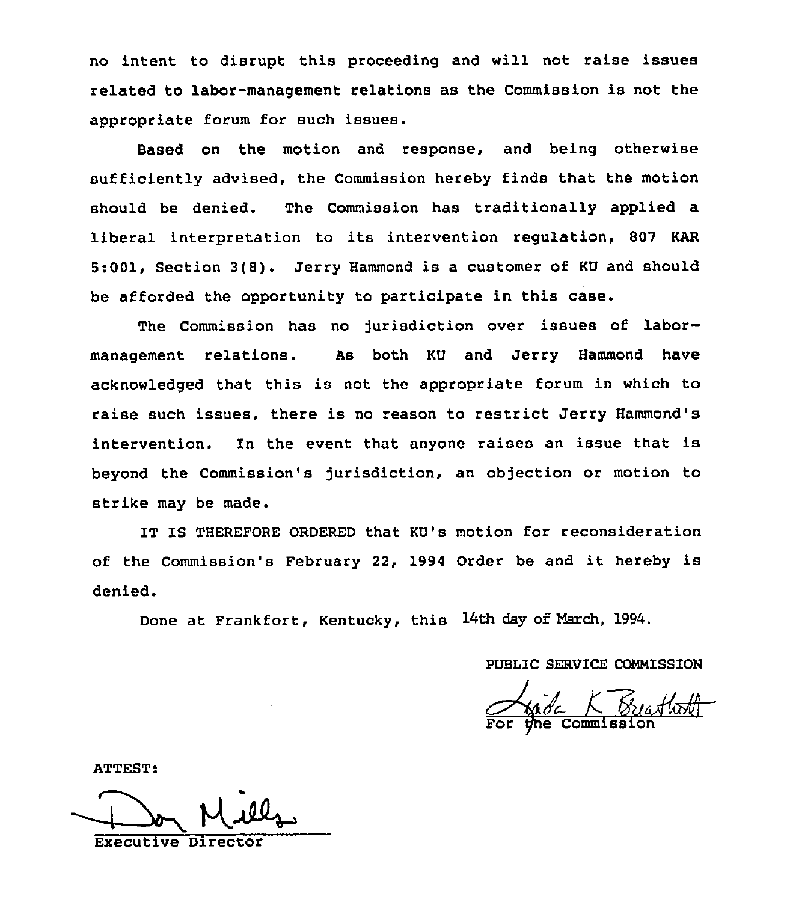no intent to disrupt this proceeding and will not raise issues related to labor-management relations as the Commission is not the appropriate forum for such issues.

Based on the motion and response, and being otherwise sufficiently advised, the Commission hereby finds that the motion should be denied. The Commission has traditionally applied a liberal interpretation to its intervention regulation, 807 KAR 5:001, Section 3(8). Jerry Hammond is a customer of KU and should be afforded the opportunity to participate in this case.

The Commission has no jurisdiction over issues of labor-management relations. As both KU and Jerry Hammond have acknowledged that this is not the appropriate forum in which to raise such issues, there is no reason to restrict Jerry Hammond's intervention. In the event that anyone raises an issue that is beyond the Commission's jurisdiction, an objection or motion to strike may be made.

IT IS THEREFORE ORDERED that KU's motion for reconsideration of the Commission's February 22, 1994 Order be and it hereby is denied.

Done at Frankfort, Kentucky, this 14th day of March, 1994.

PUBLIC SERVICE COMMISSION

For the Commission

ATTEST:

Executive Director